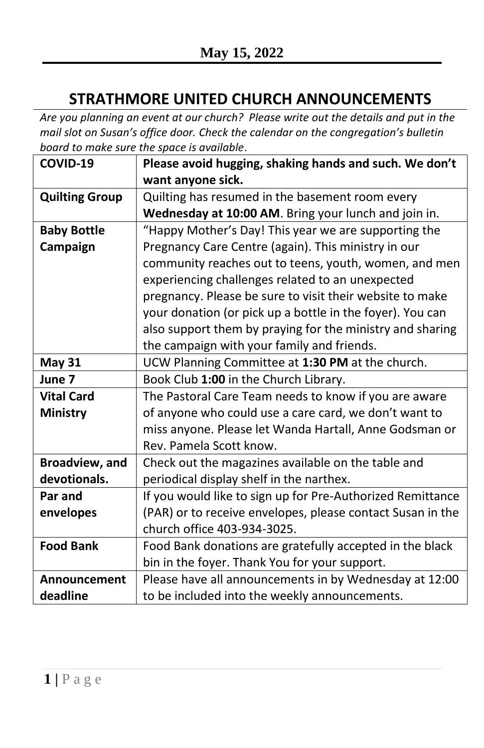**May 15, 2022**

# STRATHMORE UNITED CHURCH ANNOUNCEMENTS

*Are you planning an event at our church? Please write out the details and put in the mail slot on Susan's office door. Check the calendar on the congregation's bulletin board to make sure the space is available*.

| COVID-19 | **Please avoid hugging, shaking hands and such. We don't want anyone sick.** |
|---|---|
| **Quilting Group** | Quilting has resumed in the basement room every **Wednesday at 10:00 AM**. Bring your lunch and join in. |
| **Baby Bottle Campaign** | "Happy Mother's Day! This year we are supporting the Pregnancy Care Centre (again). This ministry in our community reaches out to teens, youth, women, and men experiencing challenges related to an unexpected pregnancy. Please be sure to visit their website to make your donation (or pick up a bottle in the foyer). You can also support them by praying for the ministry and sharing the campaign with your family and friends. |
| **May 31** | UCW Planning Committee at **1:30 PM** at the church. |
| **June 7** | Book Club **1:00** in the Church Library. |
| **Vital Card Ministry** | The Pastoral Care Team needs to know if you are aware of anyone who could use a care card, we don't want to miss anyone. Please let Wanda Hartall, Anne Godsman or Rev. Pamela Scott know. |
| **Broadview, and devotionals.** | Check out the magazines available on the table and periodical display shelf in the narthex. |
| **Par and envelopes** | If you would like to sign up for Pre-Authorized Remittance (PAR) or to receive envelopes, please contact Susan in the church office 403-934-3025. |
| **Food Bank** | Food Bank donations are gratefully accepted in the black bin in the foyer. Thank You for your support. |
| **Announcement deadline** | Please have all announcements in by Wednesday at 12:00 to be included into the weekly announcements. |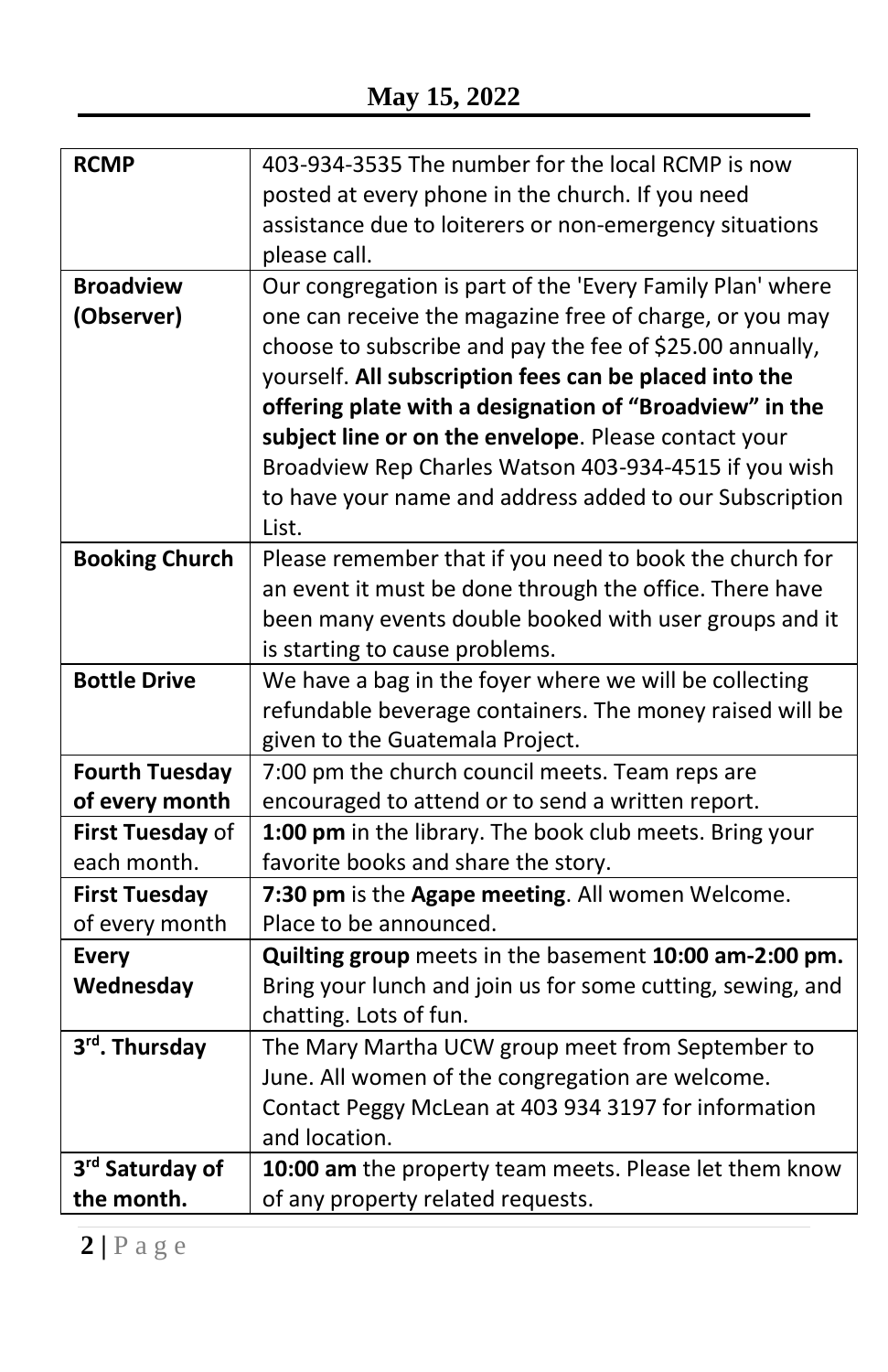**May 15, 2022**

| | |
|---|---|
| **RCMP** | 403-934-3535 The number for the local RCMP is now posted at every phone in the church. If you need assistance due to loiterers or non-emergency situations please call. |
| **Broadview (Observer)** | Our congregation is part of the 'Every Family Plan' where one can receive the magazine free of charge, or you may choose to subscribe and pay the fee of $25.00 annually, yourself. **All subscription fees can be placed into the offering plate with a designation of "Broadview" in the subject line or on the envelope**. Please contact your Broadview Rep Charles Watson 403-934-4515 if you wish to have your name and address added to our Subscription List. |
| **Booking Church** | Please remember that if you need to book the church for an event it must be done through the office. There have been many events double booked with user groups and it is starting to cause problems. |
| **Bottle Drive** | We have a bag in the foyer where we will be collecting refundable beverage containers. The money raised will be given to the Guatemala Project. |
| **Fourth Tuesday of every month** | 7:00 pm the church council meets. Team reps are encouraged to attend or to send a written report. |
| **First Tuesday** of each month. | **1:00 pm** in the library. The book club meets. Bring your favorite books and share the story. |
| **First Tuesday** of every month | **7:30 pm** is the **Agape meeting**. All women Welcome. Place to be announced. |
| **Every Wednesday** | **Quilting group** meets in the basement **10:00 am-2:00 pm.** Bring your lunch and join us for some cutting, sewing, and chatting. Lots of fun. |
| **3rd. Thursday** | The Mary Martha UCW group meet from September to June. All women of the congregation are welcome. Contact Peggy McLean at 403 934 3197 for information and location. |
| **3rd Saturday of the month.** | **10:00 am** the property team meets. Please let them know of any property related requests. |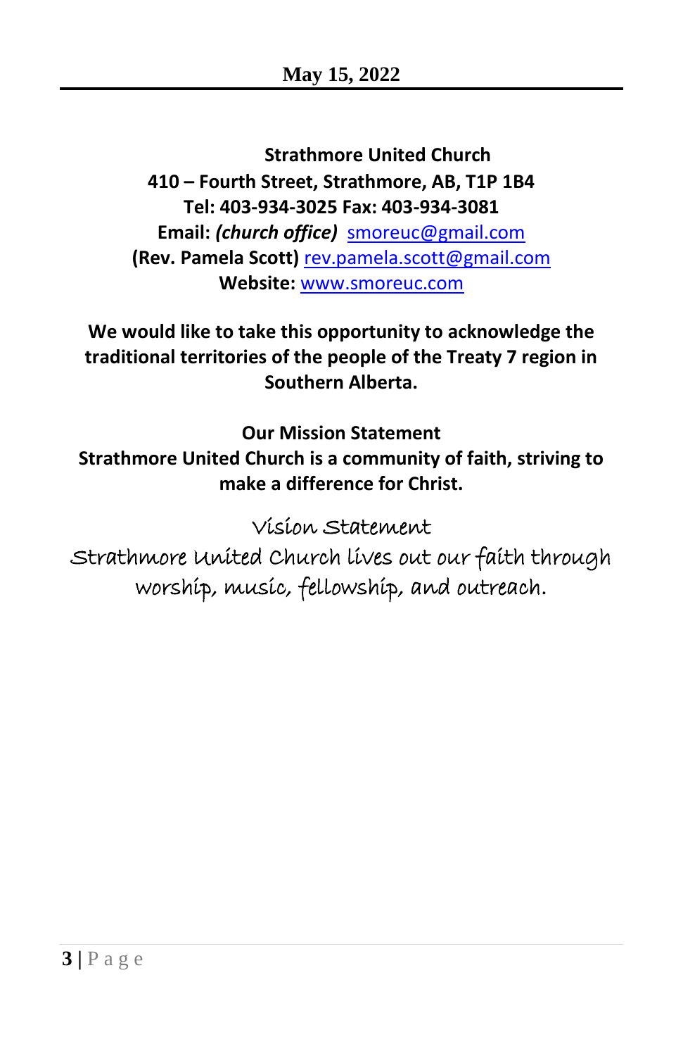**Strathmore United Church**
**410 – Fourth Street, Strathmore, AB, T1P 1B4**
**Tel: 403-934-3025 Fax: 403-934-3081**
**Email:** ***(church office)*** smoreuc@gmail.com
**(Rev. Pamela Scott)** rev.pamela.scott@gmail.com
**Website:** www.smoreuc.com

**We would like to take this opportunity to acknowledge the traditional territories of the people of the Treaty 7 region in Southern Alberta.**

**Our Mission Statement**
**Strathmore United Church is a community of faith, striving to make a difference for Christ.**

Vision Statement
Strathmore United Church lives out our faith through worship, music, fellowship, and outreach.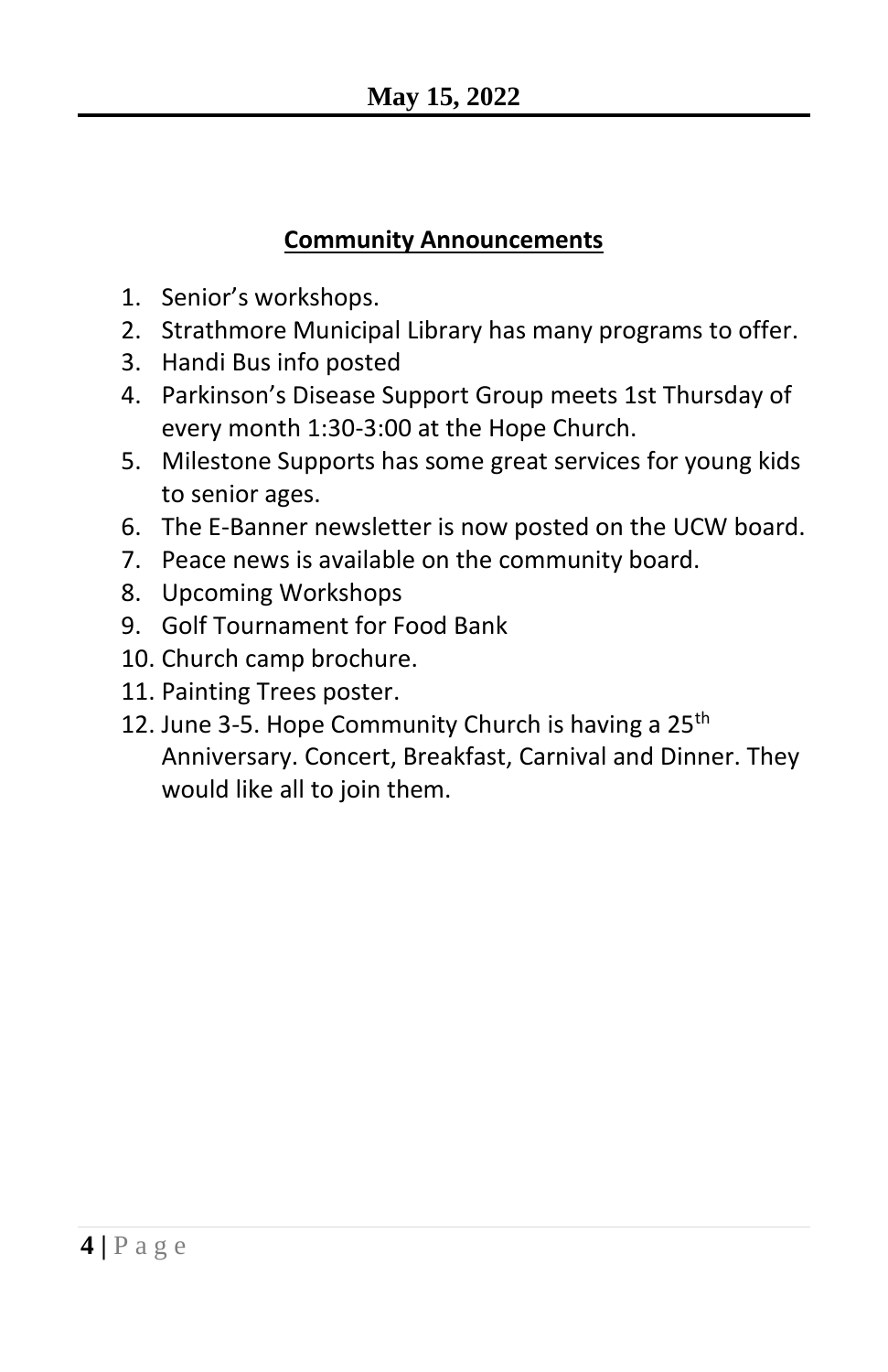## Community Announcements

1. Senior's workshops.
2. Strathmore Municipal Library has many programs to offer.
3. Handi Bus info posted
4. Parkinson's Disease Support Group meets 1st Thursday of every month 1:30-3:00 at the Hope Church.
5. Milestone Supports has some great services for young kids to senior ages.
6. The E-Banner newsletter is now posted on the UCW board.
7. Peace news is available on the community board.
8. Upcoming Workshops
9. Golf Tournament for Food Bank
10. Church camp brochure.
11. Painting Trees poster.
12. June 3-5. Hope Community Church is having a $25^{th}$ Anniversary. Concert, Breakfast, Carnival and Dinner. They would like all to join them.